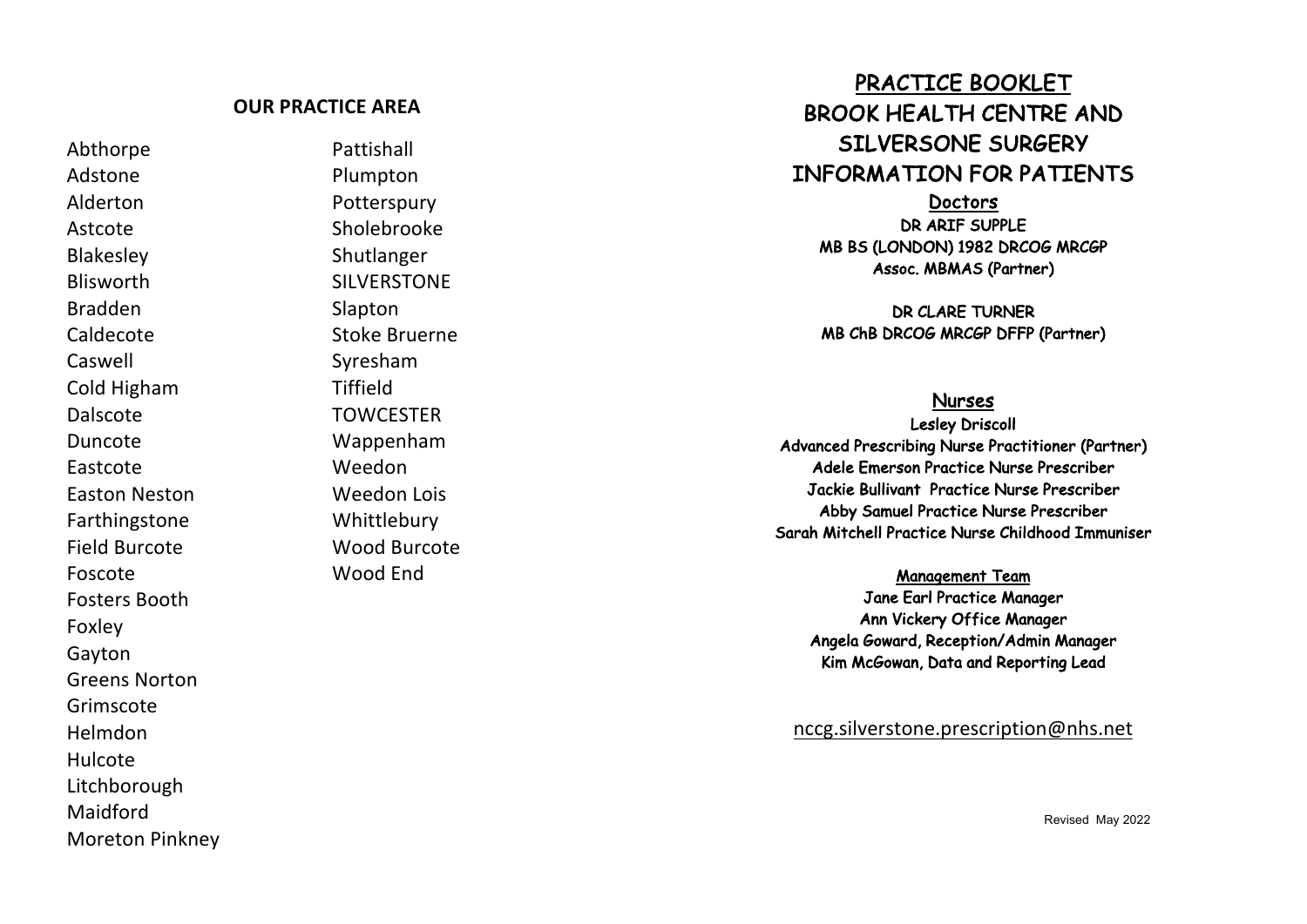## OUR PRACTICE AREA

Abthorpe
Adstone
Alderton
Astcote
Blakesley
Blisworth
Bradden
Caldecote
Caswell
Cold Higham
Dalscote
Duncote
Eastcote
Easton Neston
Farthingstone
Field Burcote
Foscote
Fosters Booth
Foxley
Gayton
Greens Norton
Grimscote
Helmdon
Hulcote
Litchborough
Maidford
Moreton Pinkney
Pattishall
Plumpton
Potterspury
Sholebrooke
Shutlanger
SILVERSTONE
Slapton
Stoke Bruerne
Syresham
Tiffield
TOWCESTER
Wappenham
Weedon
Weedon Lois
Whittlebury
Wood Burcote
Wood End

# PRACTICE BOOKLET
# BROOK HEALTH CENTRE AND SILVERSONE SURGERY
# INFORMATION FOR PATIENTS

## Doctors

**DR ARIF SUPPLE**
**MB BS (LONDON) 1982 DRCOG MRCGP**
**Assoc. MBMAS (Partner)**

**DR CLARE TURNER**
**MB ChB DRCOG MRCGP DFFP (Partner)**

## Nurses

**Lesley Driscoll**
**Advanced Prescribing Nurse Practitioner (Partner)**
**Adele Emerson Practice Nurse Prescriber**
**Jackie Bullivant Practice Nurse Prescriber**
**Abby Samuel Practice Nurse Prescriber**
**Sarah Mitchell Practice Nurse Childhood Immuniser**

## Management Team

**Jane Earl Practice Manager**
**Ann Vickery Office Manager**
**Angela Goward, Reception/Admin Manager**
**Kim McGowan, Data and Reporting Lead**

nccg.silverstone.prescription@nhs.net

Revised May 2022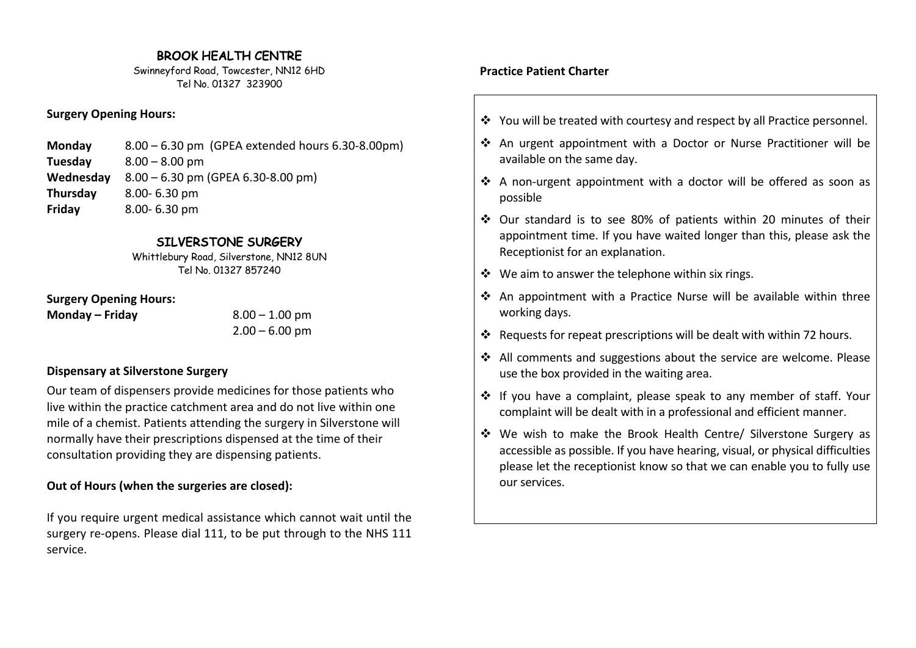## BROOK HEALTH CENTRE

Swinneyford Road, Towcester, NN12 6HD
Tel No. 01327 323900

**Surgery Opening Hours:**

| | |
|---|---|
| **Monday** | 8.00 – 6.30 pm (GPEA extended hours 6.30-8.00pm) |
| **Tuesday** | 8.00 – 8.00 pm |
| **Wednesday** | 8.00 – 6.30 pm (GPEA 6.30-8.00 pm) |
| **Thursday** | 8.00- 6.30 pm |
| **Friday** | 8.00- 6.30 pm |

## SILVERSTONE SURGERY

Whittlebury Road, Silverstone, NN12 8UN
Tel No. 01327 857240

**Surgery Opening Hours:**

**Monday – Friday** 8.00 – 1.00 pm
2.00 – 6.00 pm

**Dispensary at Silverstone Surgery**

Our team of dispensers provide medicines for those patients who live within the practice catchment area and do not live within one mile of a chemist. Patients attending the surgery in Silverstone will normally have their prescriptions dispensed at the time of their consultation providing they are dispensing patients.

**Out of Hours (when the surgeries are closed):**

If you require urgent medical assistance which cannot wait until the surgery re-opens. Please dial 111, to be put through to the NHS 111 service.

**Practice Patient Charter**

- You will be treated with courtesy and respect by all Practice personnel.
- An urgent appointment with a Doctor or Nurse Practitioner will be available on the same day.
- A non-urgent appointment with a doctor will be offered as soon as possible
- Our standard is to see 80% of patients within 20 minutes of their appointment time. If you have waited longer than this, please ask the Receptionist for an explanation.
- We aim to answer the telephone within six rings.
- An appointment with a Practice Nurse will be available within three working days.
- Requests for repeat prescriptions will be dealt with within 72 hours.
- All comments and suggestions about the service are welcome. Please use the box provided in the waiting area.
- If you have a complaint, please speak to any member of staff. Your complaint will be dealt with in a professional and efficient manner.
- We wish to make the Brook Health Centre/ Silverstone Surgery as accessible as possible. If you have hearing, visual, or physical difficulties please let the receptionist know so that we can enable you to fully use our services.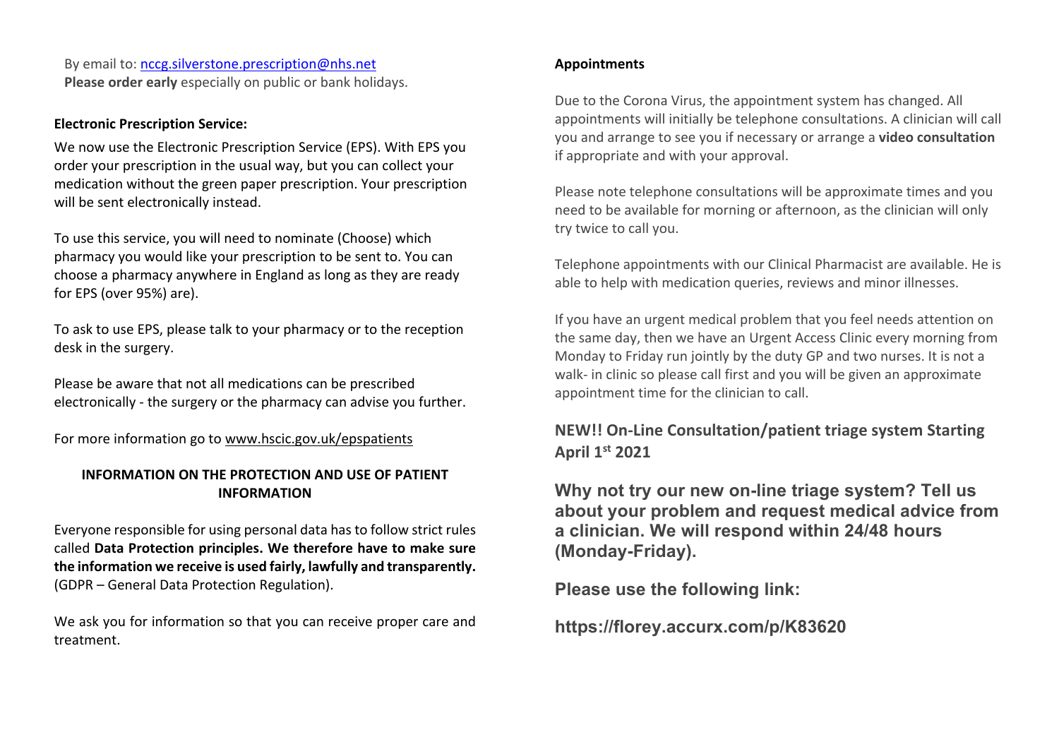By email to: nccg.silverstone.prescription@nhs.net
**Please order early** especially on public or bank holidays.

**Electronic Prescription Service:**

We now use the Electronic Prescription Service (EPS). With EPS you order your prescription in the usual way, but you can collect your medication without the green paper prescription. Your prescription will be sent electronically instead.

To use this service, you will need to nominate (Choose) which pharmacy you would like your prescription to be sent to. You can choose a pharmacy anywhere in England as long as they are ready for EPS (over 95%) are).

To ask to use EPS, please talk to your pharmacy or to the reception desk in the surgery.

Please be aware that not all medications can be prescribed electronically - the surgery or the pharmacy can advise you further.

For more information go to www.hscic.gov.uk/epspatients

**INFORMATION ON THE PROTECTION AND USE OF PATIENT INFORMATION**

Everyone responsible for using personal data has to follow strict rules called **Data Protection principles. We therefore have to make sure the information we receive is used fairly, lawfully and transparently.** (GDPR – General Data Protection Regulation).

We ask you for information so that you can receive proper care and treatment.

**Appointments**

Due to the Corona Virus, the appointment system has changed. All appointments will initially be telephone consultations. A clinician will call you and arrange to see you if necessary or arrange a **video consultation** if appropriate and with your approval.

Please note telephone consultations will be approximate times and you need to be available for morning or afternoon, as the clinician will only try twice to call you.

Telephone appointments with our Clinical Pharmacist are available. He is able to help with medication queries, reviews and minor illnesses.

If you have an urgent medical problem that you feel needs attention on the same day, then we have an Urgent Access Clinic every morning from Monday to Friday run jointly by the duty GP and two nurses. It is not a walk- in clinic so please call first and you will be given an approximate appointment time for the clinician to call.

## NEW!! On-Line Consultation/patient triage system Starting April 1st 2021

## Why not try our new on-line triage system? Tell us about your problem and request medical advice from a clinician. We will respond within 24/48 hours (Monday-Friday).

**Please use the following link:**

**https://florey.accurx.com/p/K83620**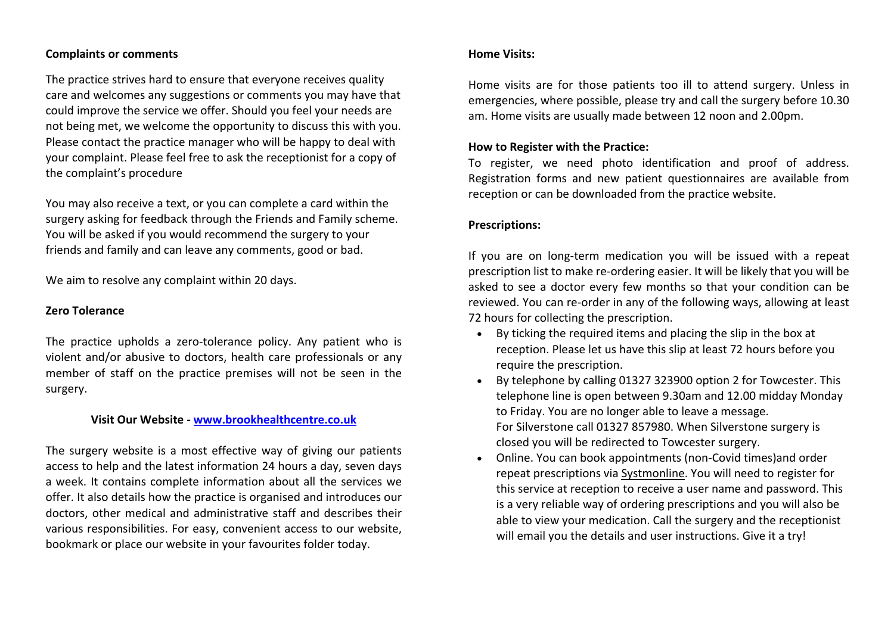**Complaints or comments**

The practice strives hard to ensure that everyone receives quality care and welcomes any suggestions or comments you may have that could improve the service we offer. Should you feel your needs are not being met, we welcome the opportunity to discuss this with you. Please contact the practice manager who will be happy to deal with your complaint. Please feel free to ask the receptionist for a copy of the complaint's procedure

You may also receive a text, or you can complete a card within the surgery asking for feedback through the Friends and Family scheme. You will be asked if you would recommend the surgery to your friends and family and can leave any comments, good or bad.

We aim to resolve any complaint within 20 days.

**Zero Tolerance**

The practice upholds a zero-tolerance policy. Any patient who is violent and/or abusive to doctors, health care professionals or any member of staff on the practice premises will not be seen in the surgery.

**Visit Our Website - [www.brookhealthcentre.co.uk](http://www.brookhealthcentre.co.uk)**

The surgery website is a most effective way of giving our patients access to help and the latest information 24 hours a day, seven days a week. It contains complete information about all the services we offer. It also details how the practice is organised and introduces our doctors, other medical and administrative staff and describes their various responsibilities. For easy, convenient access to our website, bookmark or place our website in your favourites folder today.

**Home Visits:**

Home visits are for those patients too ill to attend surgery. Unless in emergencies, where possible, please try and call the surgery before 10.30 am. Home visits are usually made between 12 noon and 2.00pm.

**How to Register with the Practice:**

To register, we need photo identification and proof of address. Registration forms and new patient questionnaires are available from reception or can be downloaded from the practice website.

**Prescriptions:**

If you are on long-term medication you will be issued with a repeat prescription list to make re-ordering easier. It will be likely that you will be asked to see a doctor every few months so that your condition can be reviewed. You can re-order in any of the following ways, allowing at least 72 hours for collecting the prescription.

- By ticking the required items and placing the slip in the box at reception. Please let us have this slip at least 72 hours before you require the prescription.
- By telephone by calling 01327 323900 option 2 for Towcester. This telephone line is open between 9.30am and 12.00 midday Monday to Friday. You are no longer able to leave a message.
  For Silverstone call 01327 857980. When Silverstone surgery is closed you will be redirected to Towcester surgery.
- Online. You can book appointments (non-Covid times)and order repeat prescriptions via Systmonline. You will need to register for this service at reception to receive a user name and password. This is a very reliable way of ordering prescriptions and you will also be able to view your medication. Call the surgery and the receptionist will email you the details and user instructions. Give it a try!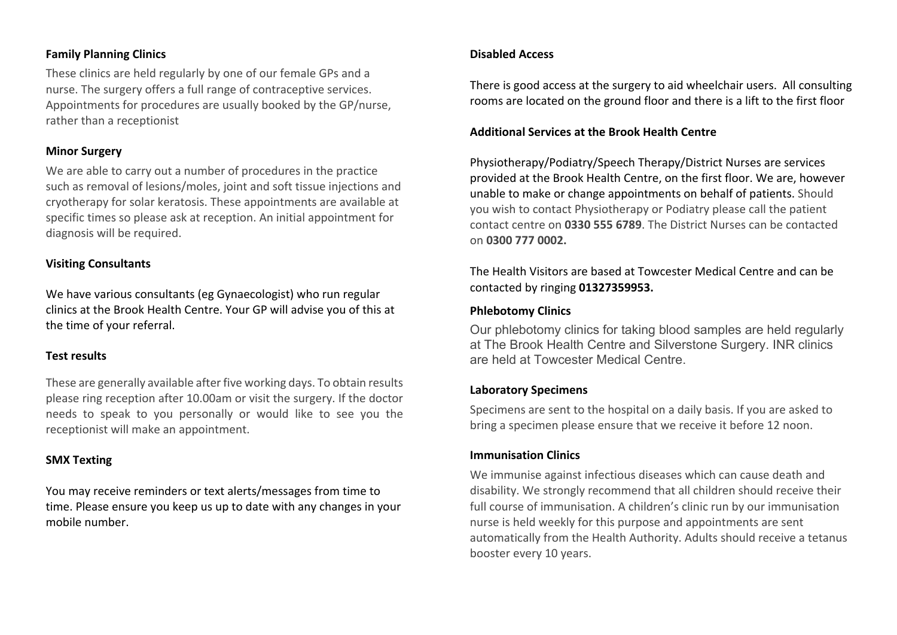### Family Planning Clinics

These clinics are held regularly by one of our female GPs and a nurse. The surgery offers a full range of contraceptive services. Appointments for procedures are usually booked by the GP/nurse, rather than a receptionist

### Minor Surgery

We are able to carry out a number of procedures in the practice such as removal of lesions/moles, joint and soft tissue injections and cryotherapy for solar keratosis. These appointments are available at specific times so please ask at reception. An initial appointment for diagnosis will be required.

### Visiting Consultants

We have various consultants (eg Gynaecologist) who run regular clinics at the Brook Health Centre. Your GP will advise you of this at the time of your referral.

### Test results

These are generally available after five working days. To obtain results please ring reception after 10.00am or visit the surgery. If the doctor needs to speak to you personally or would like to see you the receptionist will make an appointment.

### SMX Texting

You may receive reminders or text alerts/messages from time to time. Please ensure you keep us up to date with any changes in your mobile number.

### Disabled Access

There is good access at the surgery to aid wheelchair users. All consulting rooms are located on the ground floor and there is a lift to the first floor

### Additional Services at the Brook Health Centre

Physiotherapy/Podiatry/Speech Therapy/District Nurses are services provided at the Brook Health Centre, on the first floor. We are, however unable to make or change appointments on behalf of patients. Should you wish to contact Physiotherapy or Podiatry please call the patient contact centre on **0330 555 6789**. The District Nurses can be contacted on **0300 777 0002.**

The Health Visitors are based at Towcester Medical Centre and can be contacted by ringing **01327359953.**

### Phlebotomy Clinics

Our phlebotomy clinics for taking blood samples are held regularly at The Brook Health Centre and Silverstone Surgery. INR clinics are held at Towcester Medical Centre.

### Laboratory Specimens

Specimens are sent to the hospital on a daily basis. If you are asked to bring a specimen please ensure that we receive it before 12 noon.

### Immunisation Clinics

We immunise against infectious diseases which can cause death and disability. We strongly recommend that all children should receive their full course of immunisation. A children's clinic run by our immunisation nurse is held weekly for this purpose and appointments are sent automatically from the Health Authority. Adults should receive a tetanus booster every 10 years.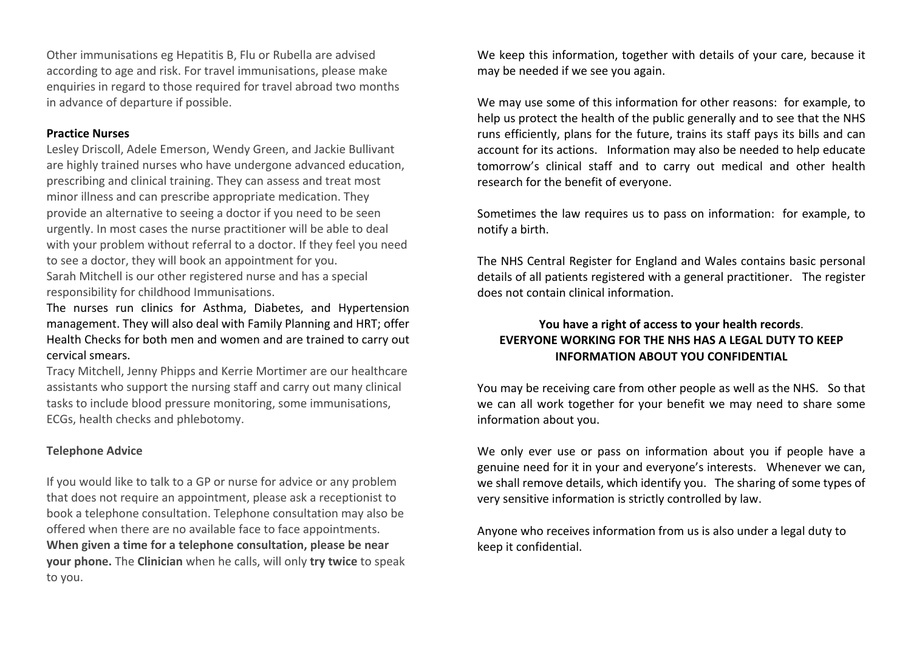Other immunisations eg Hepatitis B, Flu or Rubella are advised according to age and risk. For travel immunisations, please make enquiries in regard to those required for travel abroad two months in advance of departure if possible.

**Practice Nurses**

Lesley Driscoll, Adele Emerson, Wendy Green, and Jackie Bullivant are highly trained nurses who have undergone advanced education, prescribing and clinical training. They can assess and treat most minor illness and can prescribe appropriate medication. They provide an alternative to seeing a doctor if you need to be seen urgently. In most cases the nurse practitioner will be able to deal with your problem without referral to a doctor. If they feel you need to see a doctor, they will book an appointment for you.
Sarah Mitchell is our other registered nurse and has a special responsibility for childhood Immunisations.
The nurses run clinics for Asthma, Diabetes, and Hypertension management. They will also deal with Family Planning and HRT; offer Health Checks for both men and women and are trained to carry out cervical smears.
Tracy Mitchell, Jenny Phipps and Kerrie Mortimer are our healthcare assistants who support the nursing staff and carry out many clinical tasks to include blood pressure monitoring, some immunisations, ECGs, health checks and phlebotomy.

**Telephone Advice**

If you would like to talk to a GP or nurse for advice or any problem that does not require an appointment, please ask a receptionist to book a telephone consultation. Telephone consultation may also be offered when there are no available face to face appointments. **When given a time for a telephone consultation, please be near your phone.** The **Clinician** when he calls, will only **try twice** to speak to you.

We keep this information, together with details of your care, because it may be needed if we see you again.

We may use some of this information for other reasons: for example, to help us protect the health of the public generally and to see that the NHS runs efficiently, plans for the future, trains its staff pays its bills and can account for its actions. Information may also be needed to help educate tomorrow's clinical staff and to carry out medical and other health research for the benefit of everyone.

Sometimes the law requires us to pass on information: for example, to notify a birth.

The NHS Central Register for England and Wales contains basic personal details of all patients registered with a general practitioner. The register does not contain clinical information.

**You have a right of access to your health records**.
**EVERYONE WORKING FOR THE NHS HAS A LEGAL DUTY TO KEEP INFORMATION ABOUT YOU CONFIDENTIAL**

You may be receiving care from other people as well as the NHS. So that we can all work together for your benefit we may need to share some information about you.

We only ever use or pass on information about you if people have a genuine need for it in your and everyone's interests. Whenever we can, we shall remove details, which identify you. The sharing of some types of very sensitive information is strictly controlled by law.

Anyone who receives information from us is also under a legal duty to keep it confidential.